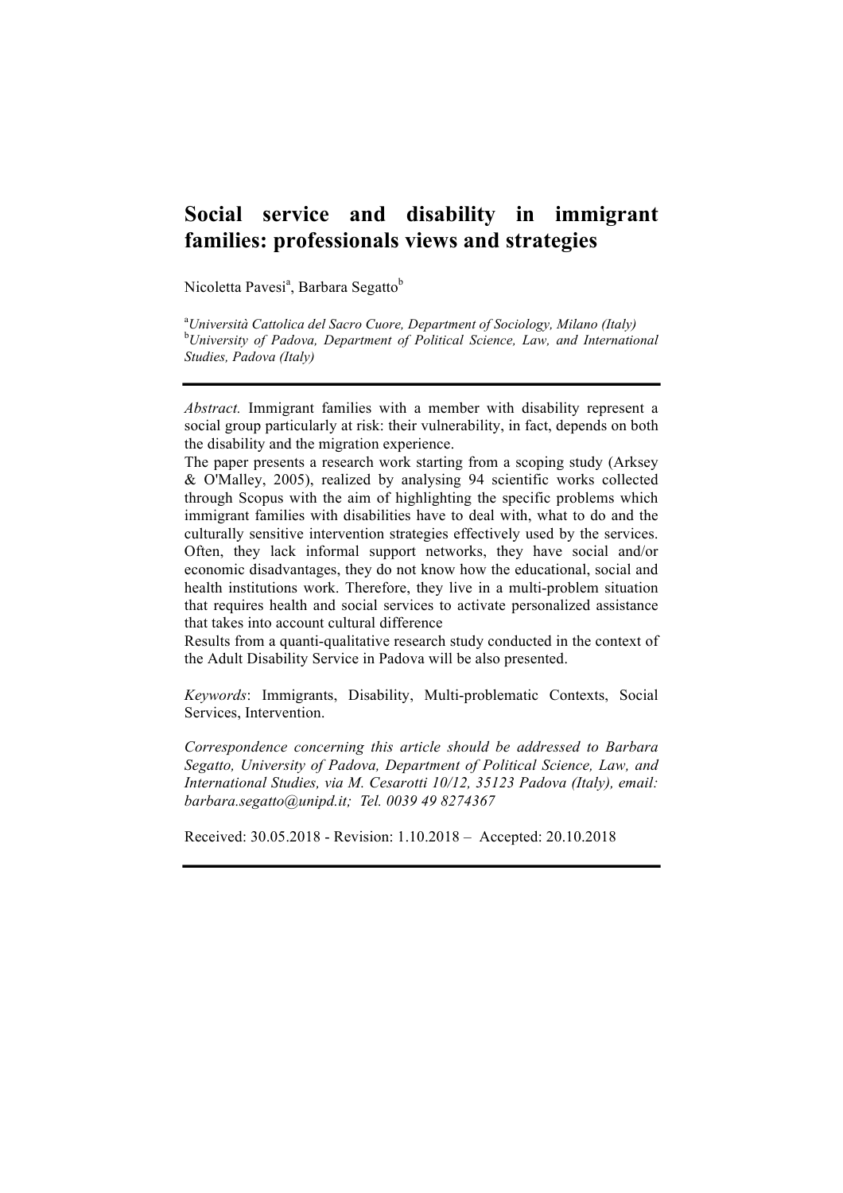# Social service and disability in immigrant families: professionals views and strategies

Nicoletta Pavesi[a], Barbara Segatto[b]

[a]*Università Cattolica del Sacro Cuore, Department of Sociology, Milano (Italy)*
[b]*University of Padova, Department of Political Science, Law, and International Studies, Padova (Italy)*

---

*Abstract.* Immigrant families with a member with disability represent a social group particularly at risk: their vulnerability, in fact, depends on both the disability and the migration experience.

The paper presents a research work starting from a scoping study (Arksey & O'Malley, 2005), realized by analysing 94 scientific works collected through Scopus with the aim of highlighting the specific problems which immigrant families with disabilities have to deal with, what to do and the culturally sensitive intervention strategies effectively used by the services. Often, they lack informal support networks, they have social and/or economic disadvantages, they do not know how the educational, social and health institutions work. Therefore, they live in a multi-problem situation that requires health and social services to activate personalized assistance that takes into account cultural difference

Results from a quanti-qualitative research study conducted in the context of the Adult Disability Service in Padova will be also presented.

*Keywords*: Immigrants, Disability, Multi-problematic Contexts, Social Services, Intervention.

*Correspondence concerning this article should be addressed to Barbara Segatto, University of Padova, Department of Political Science, Law, and International Studies, via M. Cesarotti 10/12, 35123 Padova (Italy), email: barbara.segatto@unipd.it; Tel. 0039 49 8274367*

Received: 30.05.2018 - Revision: 1.10.2018 – Accepted: 20.10.2018

---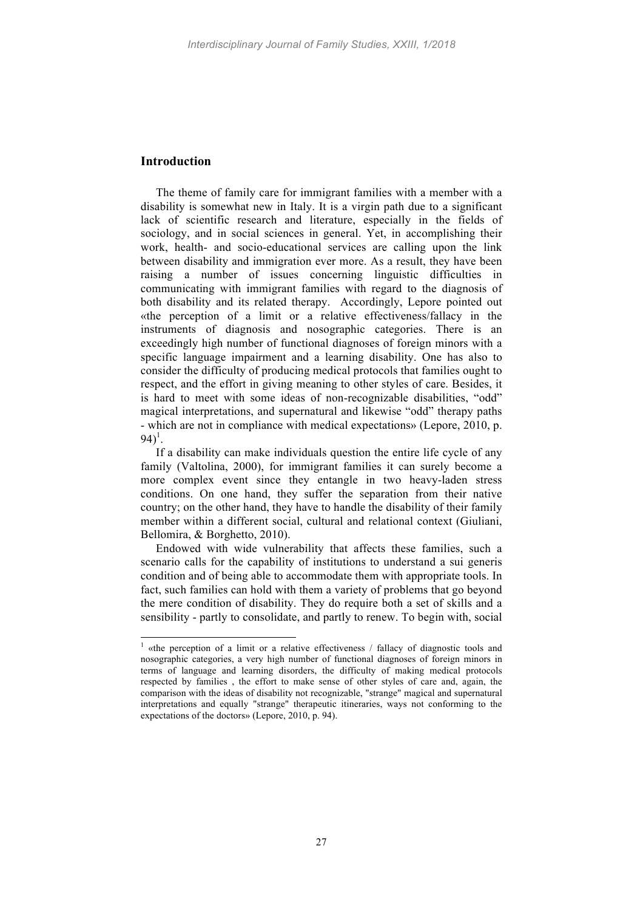## Introduction

The theme of family care for immigrant families with a member with a disability is somewhat new in Italy. It is a virgin path due to a significant lack of scientific research and literature, especially in the fields of sociology, and in social sciences in general. Yet, in accomplishing their work, health- and socio-educational services are calling upon the link between disability and immigration ever more. As a result, they have been raising a number of issues concerning linguistic difficulties in communicating with immigrant families with regard to the diagnosis of both disability and its related therapy. Accordingly, Lepore pointed out «the perception of a limit or a relative effectiveness/fallacy in the instruments of diagnosis and nosographic categories. There is an exceedingly high number of functional diagnoses of foreign minors with a specific language impairment and a learning disability. One has also to consider the difficulty of producing medical protocols that families ought to respect, and the effort in giving meaning to other styles of care. Besides, it is hard to meet with some ideas of non-recognizable disabilities, "odd" magical interpretations, and supernatural and likewise "odd" therapy paths - which are not in compliance with medical expectations» (Lepore, 2010, p. 94)[1].

If a disability can make individuals question the entire life cycle of any family (Valtolina, 2000), for immigrant families it can surely become a more complex event since they entangle in two heavy-laden stress conditions. On one hand, they suffer the separation from their native country; on the other hand, they have to handle the disability of their family member within a different social, cultural and relational context (Giuliani, Bellomira, & Borghetto, 2010).

Endowed with wide vulnerability that affects these families, such a scenario calls for the capability of institutions to understand a sui generis condition and of being able to accommodate them with appropriate tools. In fact, such families can hold with them a variety of problems that go beyond the mere condition of disability. They do require both a set of skills and a sensibility - partly to consolidate, and partly to renew. To begin with, social

---

[1] «the perception of a limit or a relative effectiveness / fallacy of diagnostic tools and nosographic categories, a very high number of functional diagnoses of foreign minors in terms of language and learning disorders, the difficulty of making medical protocols respected by families , the effort to make sense of other styles of care and, again, the comparison with the ideas of disability not recognizable, "strange" magical and supernatural interpretations and equally "strange" therapeutic itineraries, ways not conforming to the expectations of the doctors» (Lepore, 2010, p. 94).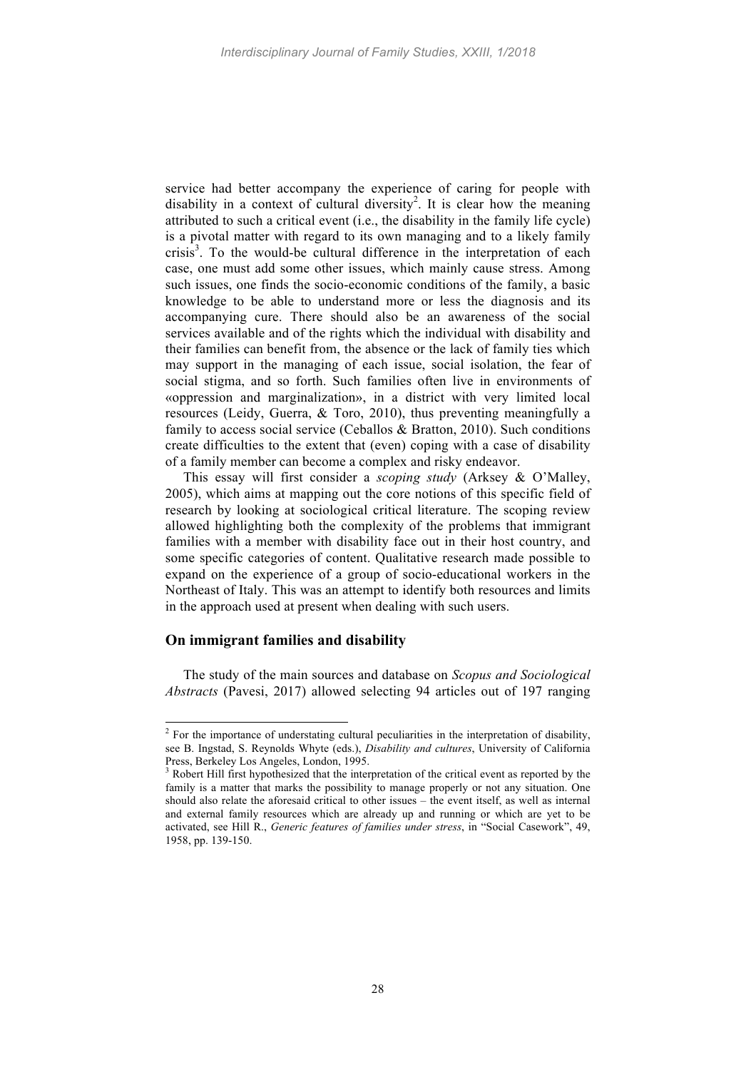service had better accompany the experience of caring for people with disability in a context of cultural diversity[2]. It is clear how the meaning attributed to such a critical event (i.e., the disability in the family life cycle) is a pivotal matter with regard to its own managing and to a likely family crisis[3]. To the would-be cultural difference in the interpretation of each case, one must add some other issues, which mainly cause stress. Among such issues, one finds the socio-economic conditions of the family, a basic knowledge to be able to understand more or less the diagnosis and its accompanying cure. There should also be an awareness of the social services available and of the rights which the individual with disability and their families can benefit from, the absence or the lack of family ties which may support in the managing of each issue, social isolation, the fear of social stigma, and so forth. Such families often live in environments of «oppression and marginalization», in a district with very limited local resources (Leidy, Guerra, & Toro, 2010), thus preventing meaningfully a family to access social service (Ceballos & Bratton, 2010). Such conditions create difficulties to the extent that (even) coping with a case of disability of a family member can become a complex and risky endeavor.

This essay will first consider a *scoping study* (Arksey & O'Malley, 2005), which aims at mapping out the core notions of this specific field of research by looking at sociological critical literature. The scoping review allowed highlighting both the complexity of the problems that immigrant families with a member with disability face out in their host country, and some specific categories of content. Qualitative research made possible to expand on the experience of a group of socio-educational workers in the Northeast of Italy. This was an attempt to identify both resources and limits in the approach used at present when dealing with such users.

## On immigrant families and disability

The study of the main sources and database on *Scopus and Sociological Abstracts* (Pavesi, 2017) allowed selecting 94 articles out of 197 ranging

---

[2] For the importance of understating cultural peculiarities in the interpretation of disability, see B. Ingstad, S. Reynolds Whyte (eds.), *Disability and cultures*, University of California Press, Berkeley Los Angeles, London, 1995.

[3] Robert Hill first hypothesized that the interpretation of the critical event as reported by the family is a matter that marks the possibility to manage properly or not any situation. One should also relate the aforesaid critical to other issues – the event itself, as well as internal and external family resources which are already up and running or which are yet to be activated, see Hill R., *Generic features of families under stress*, in "Social Casework", 49, 1958, pp. 139-150.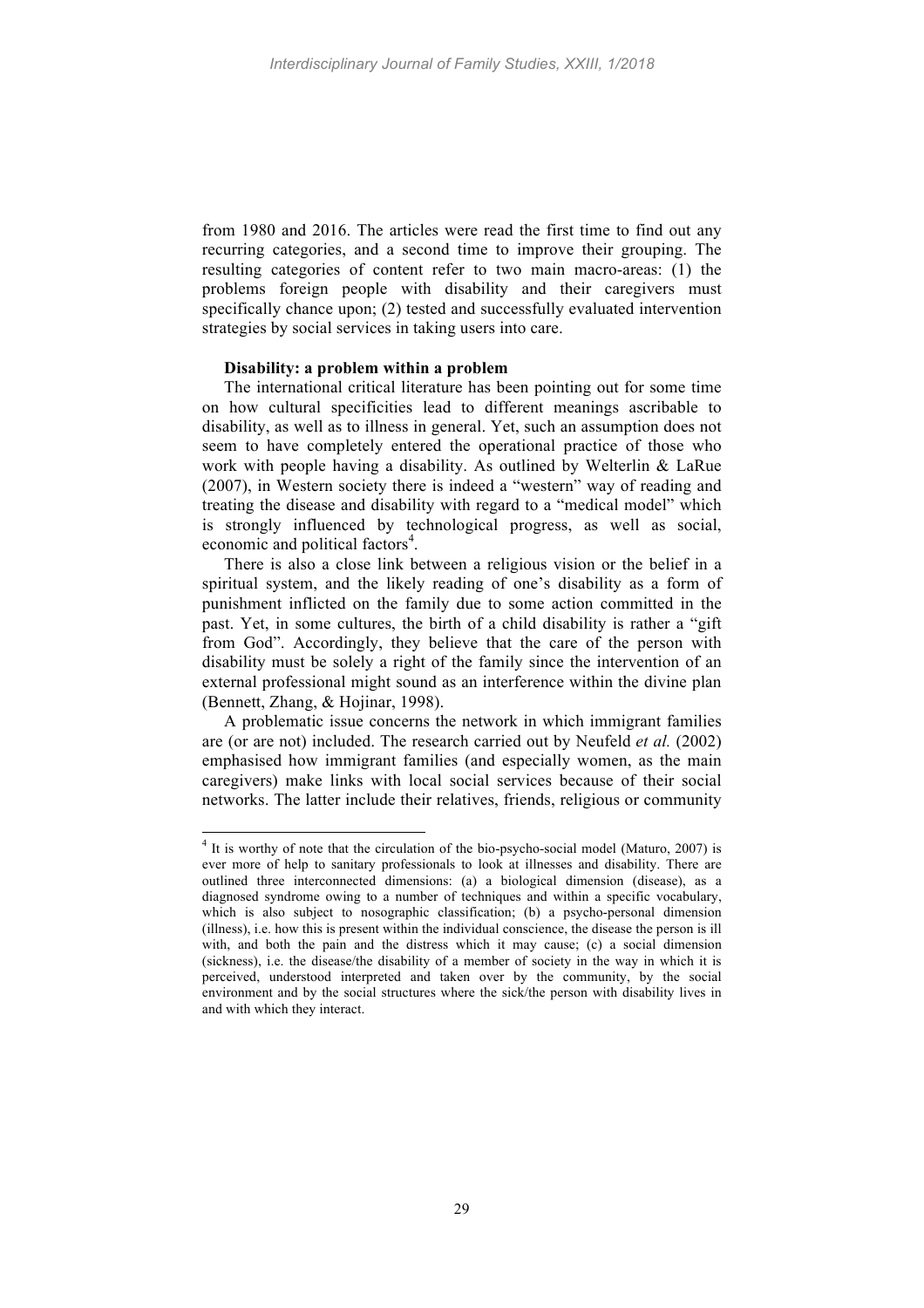from 1980 and 2016. The articles were read the first time to find out any recurring categories, and a second time to improve their grouping. The resulting categories of content refer to two main macro-areas: (1) the problems foreign people with disability and their caregivers must specifically chance upon; (2) tested and successfully evaluated intervention strategies by social services in taking users into care.

### Disability: a problem within a problem

The international critical literature has been pointing out for some time on how cultural specificities lead to different meanings ascribable to disability, as well as to illness in general. Yet, such an assumption does not seem to have completely entered the operational practice of those who work with people having a disability. As outlined by Welterlin & LaRue (2007), in Western society there is indeed a "western" way of reading and treating the disease and disability with regard to a "medical model" which is strongly influenced by technological progress, as well as social, economic and political factors[4].

There is also a close link between a religious vision or the belief in a spiritual system, and the likely reading of one's disability as a form of punishment inflicted on the family due to some action committed in the past. Yet, in some cultures, the birth of a child disability is rather a "gift from God". Accordingly, they believe that the care of the person with disability must be solely a right of the family since the intervention of an external professional might sound as an interference within the divine plan (Bennett, Zhang, & Hojinar, 1998).

A problematic issue concerns the network in which immigrant families are (or are not) included. The research carried out by Neufeld *et al.* (2002) emphasised how immigrant families (and especially women, as the main caregivers) make links with local social services because of their social networks. The latter include their relatives, friends, religious or community

---

[4] It is worthy of note that the circulation of the bio-psycho-social model (Maturo, 2007) is ever more of help to sanitary professionals to look at illnesses and disability. There are outlined three interconnected dimensions: (a) a biological dimension (disease), as a diagnosed syndrome owing to a number of techniques and within a specific vocabulary, which is also subject to nosographic classification; (b) a psycho-personal dimension (illness), i.e. how this is present within the individual conscience, the disease the person is ill with, and both the pain and the distress which it may cause; (c) a social dimension (sickness), i.e. the disease/the disability of a member of society in the way in which it is perceived, understood interpreted and taken over by the community, by the social environment and by the social structures where the sick/the person with disability lives in and with which they interact.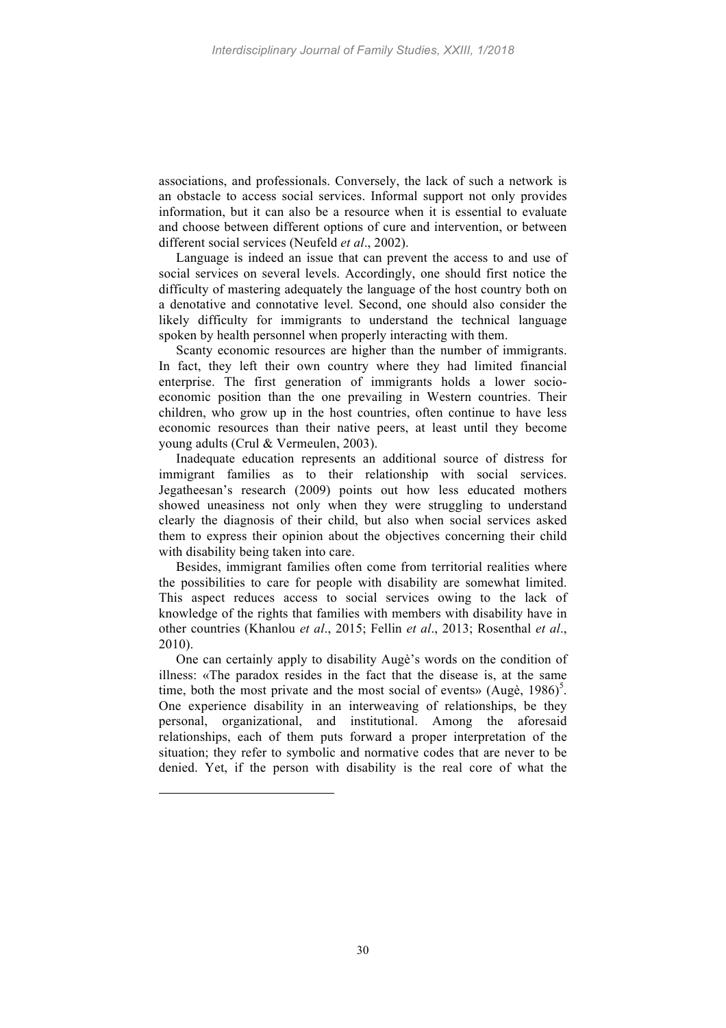associations, and professionals. Conversely, the lack of such a network is an obstacle to access social services. Informal support not only provides information, but it can also be a resource when it is essential to evaluate and choose between different options of cure and intervention, or between different social services (Neufeld *et al*., 2002).

Language is indeed an issue that can prevent the access to and use of social services on several levels. Accordingly, one should first notice the difficulty of mastering adequately the language of the host country both on a denotative and connotative level. Second, one should also consider the likely difficulty for immigrants to understand the technical language spoken by health personnel when properly interacting with them.

Scanty economic resources are higher than the number of immigrants. In fact, they left their own country where they had limited financial enterprise. The first generation of immigrants holds a lower socio-economic position than the one prevailing in Western countries. Their children, who grow up in the host countries, often continue to have less economic resources than their native peers, at least until they become young adults (Crul & Vermeulen, 2003).

Inadequate education represents an additional source of distress for immigrant families as to their relationship with social services. Jegatheesan's research (2009) points out how less educated mothers showed uneasiness not only when they were struggling to understand clearly the diagnosis of their child, but also when social services asked them to express their opinion about the objectives concerning their child with disability being taken into care.

Besides, immigrant families often come from territorial realities where the possibilities to care for people with disability are somewhat limited. This aspect reduces access to social services owing to the lack of knowledge of the rights that families with members with disability have in other countries (Khanlou *et al*., 2015; Fellin *et al*., 2013; Rosenthal *et al*., 2010).

One can certainly apply to disability Augè's words on the condition of illness: «The paradox resides in the fact that the disease is, at the same time, both the most private and the most social of events» (Augè, 1986)[5]. One experience disability in an interweaving of relationships, be they personal, organizational, and institutional. Among the aforesaid relationships, each of them puts forward a proper interpretation of the situation; they refer to symbolic and normative codes that are never to be denied. Yet, if the person with disability is the real core of what the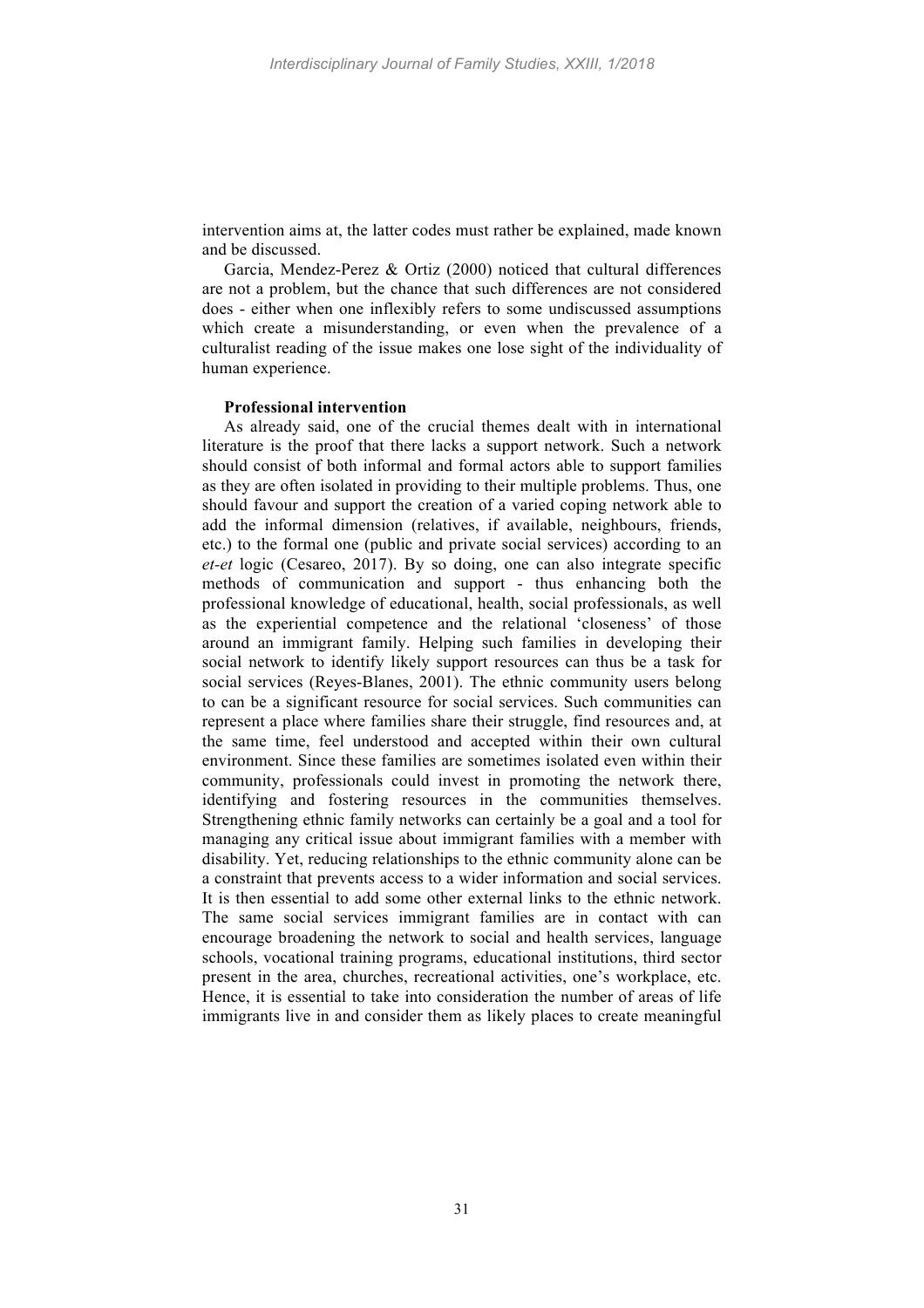intervention aims at, the latter codes must rather be explained, made known and be discussed.

Garcia, Mendez-Perez & Ortiz (2000) noticed that cultural differences are not a problem, but the chance that such differences are not considered does - either when one inflexibly refers to some undiscussed assumptions which create a misunderstanding, or even when the prevalence of a culturalist reading of the issue makes one lose sight of the individuality of human experience.

**Professional intervention**

As already said, one of the crucial themes dealt with in international literature is the proof that there lacks a support network. Such a network should consist of both informal and formal actors able to support families as they are often isolated in providing to their multiple problems. Thus, one should favour and support the creation of a varied coping network able to add the informal dimension (relatives, if available, neighbours, friends, etc.) to the formal one (public and private social services) according to an *et-et* logic (Cesareo, 2017). By so doing, one can also integrate specific methods of communication and support - thus enhancing both the professional knowledge of educational, health, social professionals, as well as the experiential competence and the relational 'closeness' of those around an immigrant family. Helping such families in developing their social network to identify likely support resources can thus be a task for social services (Reyes-Blanes, 2001). The ethnic community users belong to can be a significant resource for social services. Such communities can represent a place where families share their struggle, find resources and, at the same time, feel understood and accepted within their own cultural environment. Since these families are sometimes isolated even within their community, professionals could invest in promoting the network there, identifying and fostering resources in the communities themselves. Strengthening ethnic family networks can certainly be a goal and a tool for managing any critical issue about immigrant families with a member with disability. Yet, reducing relationships to the ethnic community alone can be a constraint that prevents access to a wider information and social services. It is then essential to add some other external links to the ethnic network. The same social services immigrant families are in contact with can encourage broadening the network to social and health services, language schools, vocational training programs, educational institutions, third sector present in the area, churches, recreational activities, one's workplace, etc. Hence, it is essential to take into consideration the number of areas of life immigrants live in and consider them as likely places to create meaningful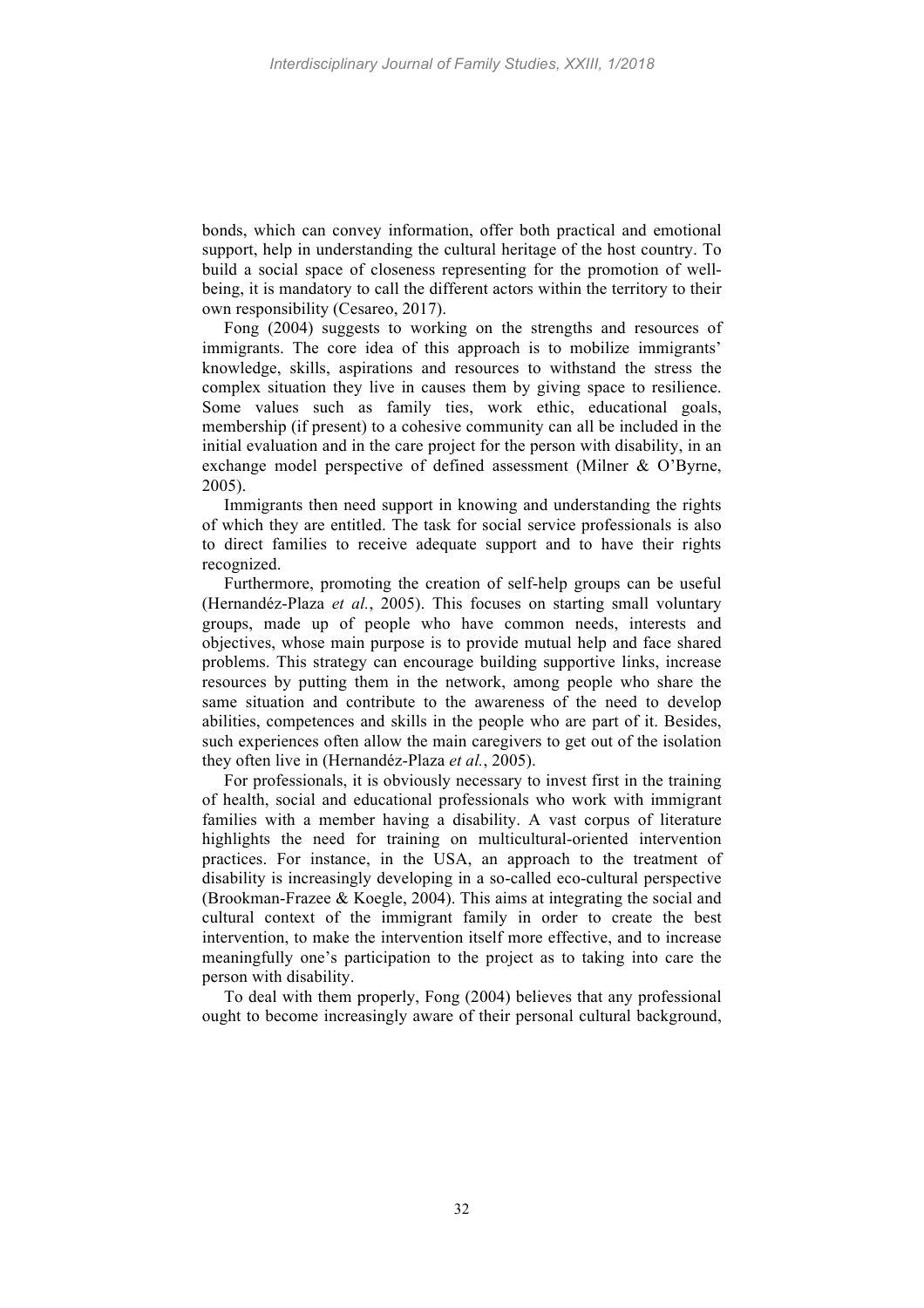bonds, which can convey information, offer both practical and emotional support, help in understanding the cultural heritage of the host country. To build a social space of closeness representing for the promotion of well-being, it is mandatory to call the different actors within the territory to their own responsibility (Cesareo, 2017).

Fong (2004) suggests to working on the strengths and resources of immigrants. The core idea of this approach is to mobilize immigrants' knowledge, skills, aspirations and resources to withstand the stress the complex situation they live in causes them by giving space to resilience. Some values such as family ties, work ethic, educational goals, membership (if present) to a cohesive community can all be included in the initial evaluation and in the care project for the person with disability, in an exchange model perspective of defined assessment (Milner & O'Byrne, 2005).

Immigrants then need support in knowing and understanding the rights of which they are entitled. The task for social service professionals is also to direct families to receive adequate support and to have their rights recognized.

Furthermore, promoting the creation of self-help groups can be useful (Hernandéz-Plaza *et al.*, 2005). This focuses on starting small voluntary groups, made up of people who have common needs, interests and objectives, whose main purpose is to provide mutual help and face shared problems. This strategy can encourage building supportive links, increase resources by putting them in the network, among people who share the same situation and contribute to the awareness of the need to develop abilities, competences and skills in the people who are part of it. Besides, such experiences often allow the main caregivers to get out of the isolation they often live in (Hernandéz-Plaza *et al.*, 2005).

For professionals, it is obviously necessary to invest first in the training of health, social and educational professionals who work with immigrant families with a member having a disability. A vast corpus of literature highlights the need for training on multicultural-oriented intervention practices. For instance, in the USA, an approach to the treatment of disability is increasingly developing in a so-called eco-cultural perspective (Brookman-Frazee & Koegle, 2004). This aims at integrating the social and cultural context of the immigrant family in order to create the best intervention, to make the intervention itself more effective, and to increase meaningfully one's participation to the project as to taking into care the person with disability.

To deal with them properly, Fong (2004) believes that any professional ought to become increasingly aware of their personal cultural background,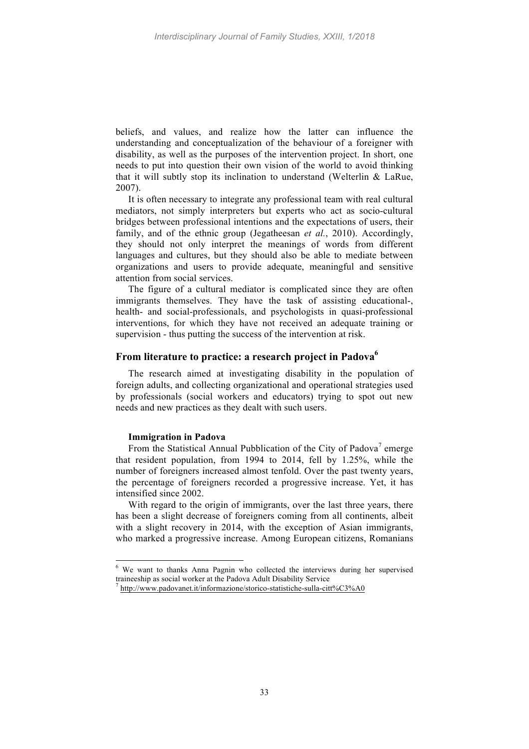beliefs, and values, and realize how the latter can influence the understanding and conceptualization of the behaviour of a foreigner with disability, as well as the purposes of the intervention project. In short, one needs to put into question their own vision of the world to avoid thinking that it will subtly stop its inclination to understand (Welterlin & LaRue, 2007).

It is often necessary to integrate any professional team with real cultural mediators, not simply interpreters but experts who act as socio-cultural bridges between professional intentions and the expectations of users, their family, and of the ethnic group (Jegatheesan *et al.*, 2010). Accordingly, they should not only interpret the meanings of words from different languages and cultures, but they should also be able to mediate between organizations and users to provide adequate, meaningful and sensitive attention from social services.

The figure of a cultural mediator is complicated since they are often immigrants themselves. They have the task of assisting educational-, health- and social-professionals, and psychologists in quasi-professional interventions, for which they have not received an adequate training or supervision - thus putting the success of the intervention at risk.

## From literature to practice: a research project in Padova[6]

The research aimed at investigating disability in the population of foreign adults, and collecting organizational and operational strategies used by professionals (social workers and educators) trying to spot out new needs and new practices as they dealt with such users.

### Immigration in Padova

From the Statistical Annual Pubblication of the City of Padova[7] emerge that resident population, from 1994 to 2014, fell by 1.25%, while the number of foreigners increased almost tenfold. Over the past twenty years, the percentage of foreigners recorded a progressive increase. Yet, it has intensified since 2002.

With regard to the origin of immigrants, over the last three years, there has been a slight decrease of foreigners coming from all continents, albeit with a slight recovery in 2014, with the exception of Asian immigrants, who marked a progressive increase. Among European citizens, Romanians

---

[6] We want to thanks Anna Pagnin who collected the interviews during her supervised traineeship as social worker at the Padova Adult Disability Service

[7] http://www.padovanet.it/informazione/storico-statistiche-sulla-citt%C3%A0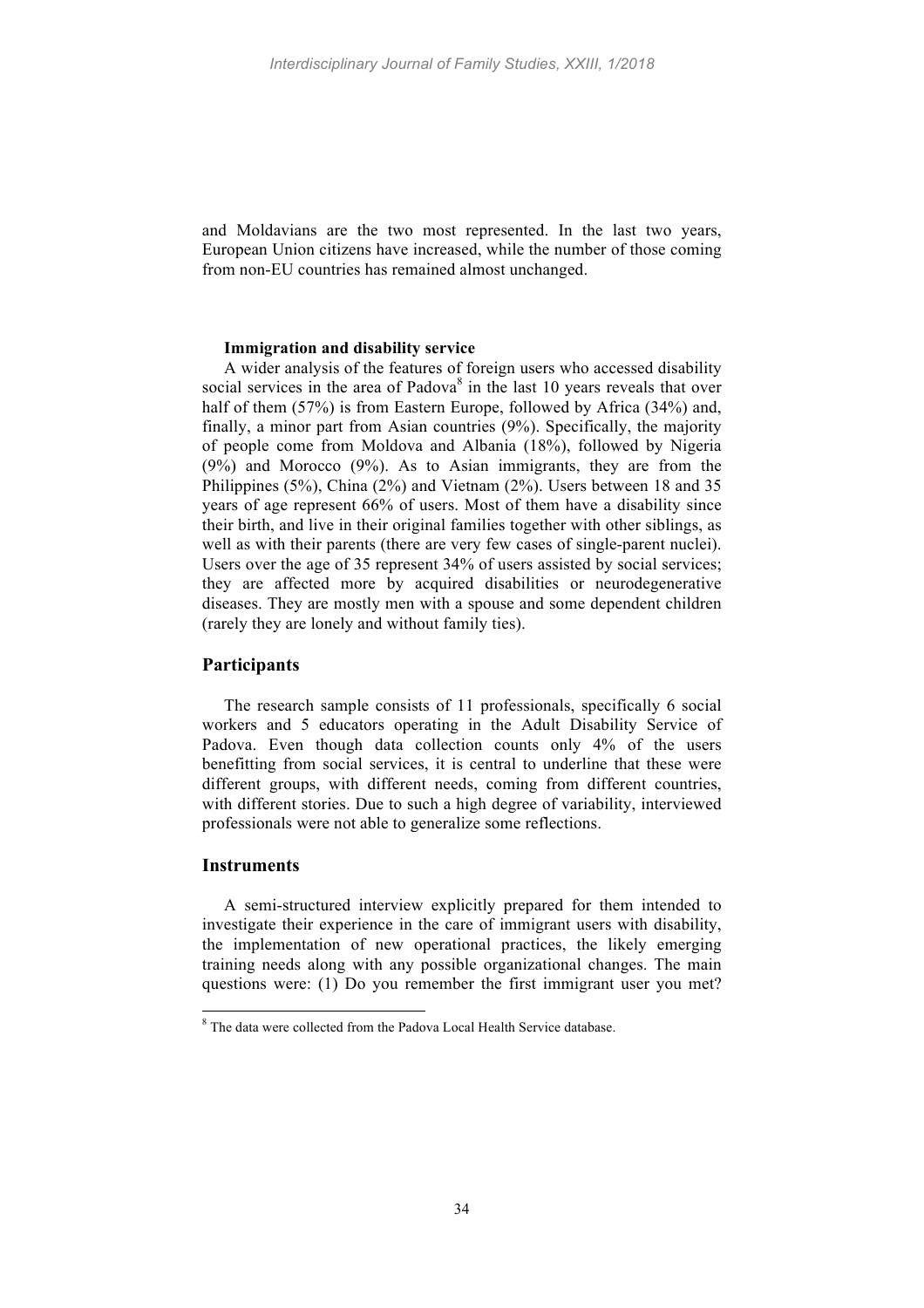and Moldavians are the two most represented. In the last two years, European Union citizens have increased, while the number of those coming from non-EU countries has remained almost unchanged.

**Immigration and disability service**

A wider analysis of the features of foreign users who accessed disability social services in the area of Padova[8] in the last 10 years reveals that over half of them (57%) is from Eastern Europe, followed by Africa (34%) and, finally, a minor part from Asian countries (9%). Specifically, the majority of people come from Moldova and Albania (18%), followed by Nigeria (9%) and Morocco (9%). As to Asian immigrants, they are from the Philippines (5%), China (2%) and Vietnam (2%). Users between 18 and 35 years of age represent 66% of users. Most of them have a disability since their birth, and live in their original families together with other siblings, as well as with their parents (there are very few cases of single-parent nuclei). Users over the age of 35 represent 34% of users assisted by social services; they are affected more by acquired disabilities or neurodegenerative diseases. They are mostly men with a spouse and some dependent children (rarely they are lonely and without family ties).

## Participants

The research sample consists of 11 professionals, specifically 6 social workers and 5 educators operating in the Adult Disability Service of Padova. Even though data collection counts only 4% of the users benefitting from social services, it is central to underline that these were different groups, with different needs, coming from different countries, with different stories. Due to such a high degree of variability, interviewed professionals were not able to generalize some reflections.

## Instruments

A semi-structured interview explicitly prepared for them intended to investigate their experience in the care of immigrant users with disability, the implementation of new operational practices, the likely emerging training needs along with any possible organizational changes. The main questions were: (1) Do you remember the first immigrant user you met?

[8] The data were collected from the Padova Local Health Service database.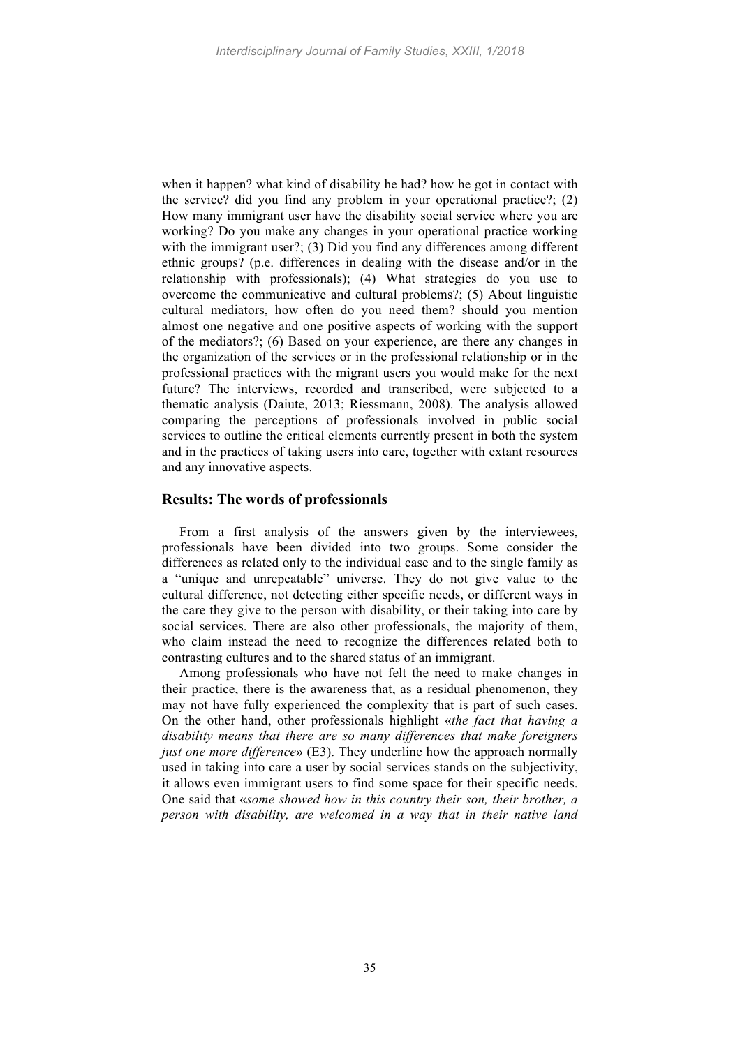when it happen? what kind of disability he had? how he got in contact with the service? did you find any problem in your operational practice?; (2) How many immigrant user have the disability social service where you are working? Do you make any changes in your operational practice working with the immigrant user?; (3) Did you find any differences among different ethnic groups? (p.e. differences in dealing with the disease and/or in the relationship with professionals); (4) What strategies do you use to overcome the communicative and cultural problems?; (5) About linguistic cultural mediators, how often do you need them? should you mention almost one negative and one positive aspects of working with the support of the mediators?; (6) Based on your experience, are there any changes in the organization of the services or in the professional relationship or in the professional practices with the migrant users you would make for the next future? The interviews, recorded and transcribed, were subjected to a thematic analysis (Daiute, 2013; Riessmann, 2008). The analysis allowed comparing the perceptions of professionals involved in public social services to outline the critical elements currently present in both the system and in the practices of taking users into care, together with extant resources and any innovative aspects.

## Results: The words of professionals

From a first analysis of the answers given by the interviewees, professionals have been divided into two groups. Some consider the differences as related only to the individual case and to the single family as a "unique and unrepeatable" universe. They do not give value to the cultural difference, not detecting either specific needs, or different ways in the care they give to the person with disability, or their taking into care by social services. There are also other professionals, the majority of them, who claim instead the need to recognize the differences related both to contrasting cultures and to the shared status of an immigrant.

Among professionals who have not felt the need to make changes in their practice, there is the awareness that, as a residual phenomenon, they may not have fully experienced the complexity that is part of such cases. On the other hand, other professionals highlight «*the fact that having a disability means that there are so many differences that make foreigners just one more difference*» (E3). They underline how the approach normally used in taking into care a user by social services stands on the subjectivity, it allows even immigrant users to find some space for their specific needs. One said that «*some showed how in this country their son, their brother, a person with disability, are welcomed in a way that in their native land*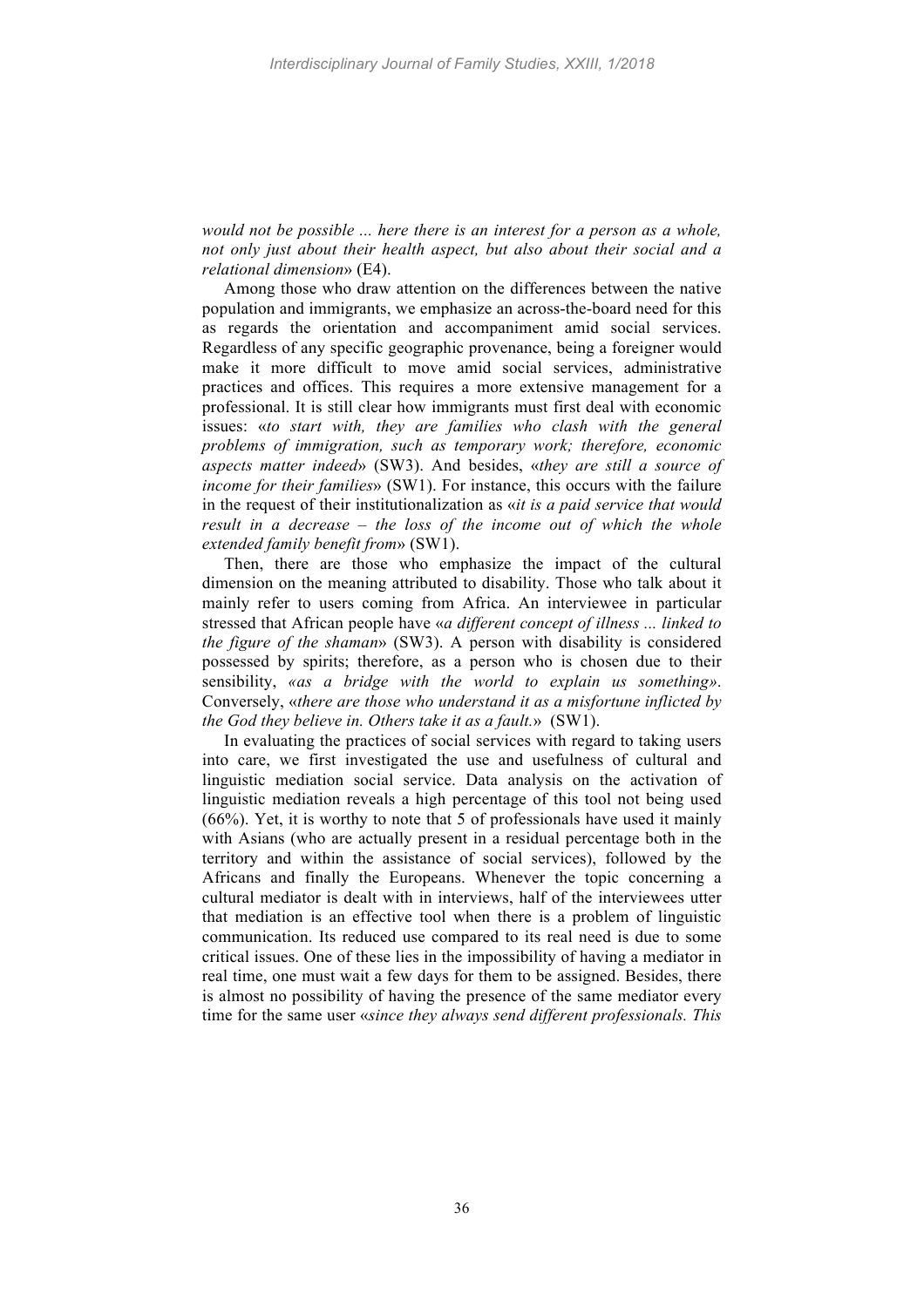*would not be possible ... here there is an interest for a person as a whole, not only just about their health aspect, but also about their social and a relational dimension*» (E4).

Among those who draw attention on the differences between the native population and immigrants, we emphasize an across-the-board need for this as regards the orientation and accompaniment amid social services. Regardless of any specific geographic provenance, being a foreigner would make it more difficult to move amid social services, administrative practices and offices. This requires a more extensive management for a professional. It is still clear how immigrants must first deal with economic issues: «*to start with, they are families who clash with the general problems of immigration, such as temporary work; therefore, economic aspects matter indeed*» (SW3). And besides, «*they are still a source of income for their families*» (SW1). For instance, this occurs with the failure in the request of their institutionalization as «*it is a paid service that would result in a decrease – the loss of the income out of which the whole extended family benefit from*» (SW1).

Then, there are those who emphasize the impact of the cultural dimension on the meaning attributed to disability. Those who talk about it mainly refer to users coming from Africa. An interviewee in particular stressed that African people have «*a different concept of illness ... linked to the figure of the shaman*» (SW3). A person with disability is considered possessed by spirits; therefore, as a person who is chosen due to their sensibility, «*as a bridge with the world to explain us something*». Conversely, «*there are those who understand it as a misfortune inflicted by the God they believe in. Others take it as a fault.*» (SW1).

In evaluating the practices of social services with regard to taking users into care, we first investigated the use and usefulness of cultural and linguistic mediation social service. Data analysis on the activation of linguistic mediation reveals a high percentage of this tool not being used (66%). Yet, it is worthy to note that 5 of professionals have used it mainly with Asians (who are actually present in a residual percentage both in the territory and within the assistance of social services), followed by the Africans and finally the Europeans. Whenever the topic concerning a cultural mediator is dealt with in interviews, half of the interviewees utter that mediation is an effective tool when there is a problem of linguistic communication. Its reduced use compared to its real need is due to some critical issues. One of these lies in the impossibility of having a mediator in real time, one must wait a few days for them to be assigned. Besides, there is almost no possibility of having the presence of the same mediator every time for the same user «*since they always send different professionals. This*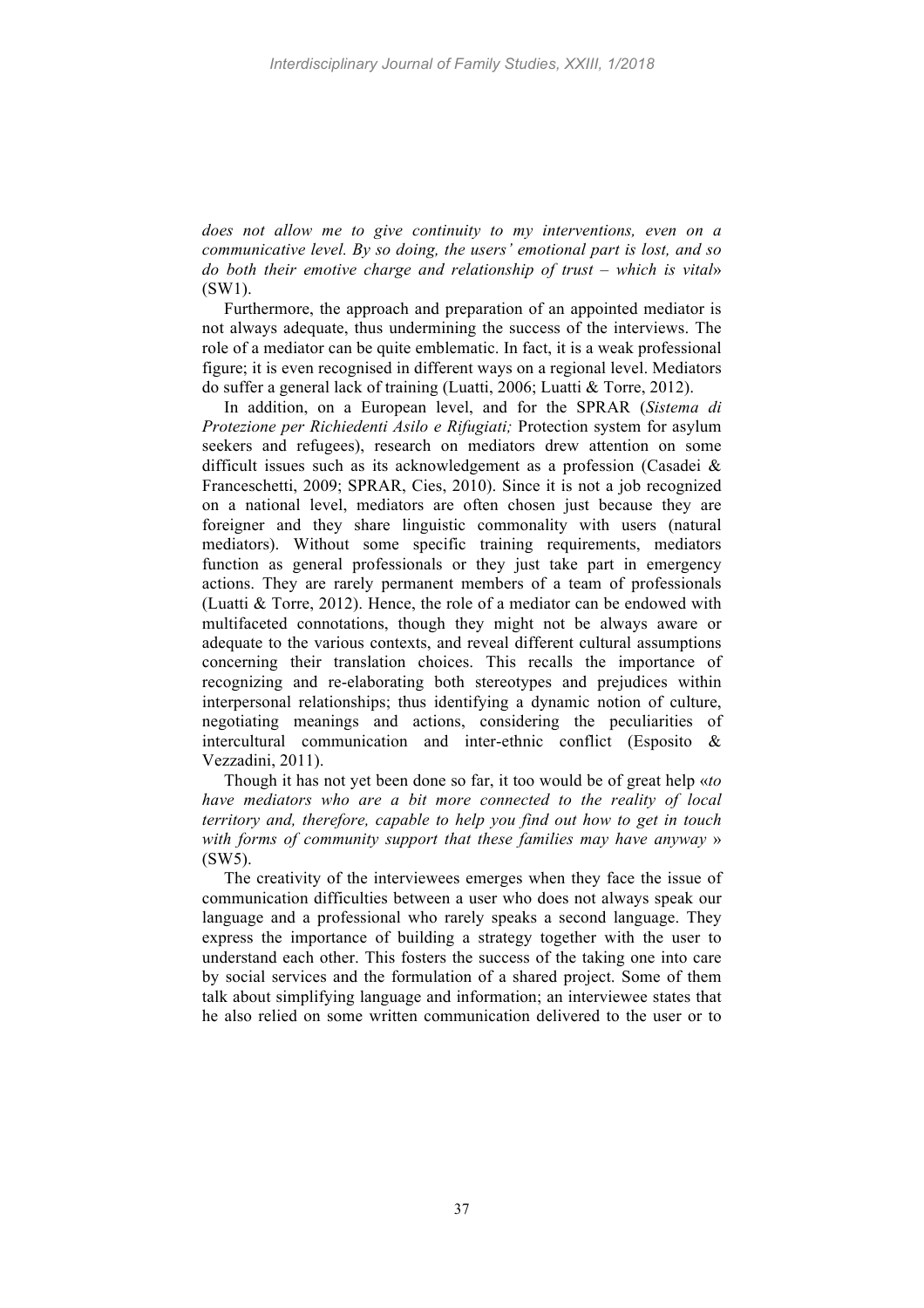*does not allow me to give continuity to my interventions, even on a communicative level. By so doing, the users' emotional part is lost, and so do both their emotive charge and relationship of trust – which is vital*» (SW1).

Furthermore, the approach and preparation of an appointed mediator is not always adequate, thus undermining the success of the interviews. The role of a mediator can be quite emblematic. In fact, it is a weak professional figure; it is even recognised in different ways on a regional level. Mediators do suffer a general lack of training (Luatti, 2006; Luatti & Torre, 2012).

In addition, on a European level, and for the SPRAR (*Sistema di Protezione per Richiedenti Asilo e Rifugiati;* Protection system for asylum seekers and refugees), research on mediators drew attention on some difficult issues such as its acknowledgement as a profession (Casadei & Franceschetti, 2009; SPRAR, Cies, 2010). Since it is not a job recognized on a national level, mediators are often chosen just because they are foreigner and they share linguistic commonality with users (natural mediators). Without some specific training requirements, mediators function as general professionals or they just take part in emergency actions. They are rarely permanent members of a team of professionals (Luatti & Torre, 2012). Hence, the role of a mediator can be endowed with multifaceted connotations, though they might not be always aware or adequate to the various contexts, and reveal different cultural assumptions concerning their translation choices. This recalls the importance of recognizing and re-elaborating both stereotypes and prejudices within interpersonal relationships; thus identifying a dynamic notion of culture, negotiating meanings and actions, considering the peculiarities of intercultural communication and inter-ethnic conflict (Esposito & Vezzadini, 2011).

Though it has not yet been done so far, it too would be of great help «*to have mediators who are a bit more connected to the reality of local territory and, therefore, capable to help you find out how to get in touch with forms of community support that these families may have anyway* » (SW5).

The creativity of the interviewees emerges when they face the issue of communication difficulties between a user who does not always speak our language and a professional who rarely speaks a second language. They express the importance of building a strategy together with the user to understand each other. This fosters the success of the taking one into care by social services and the formulation of a shared project. Some of them talk about simplifying language and information; an interviewee states that he also relied on some written communication delivered to the user or to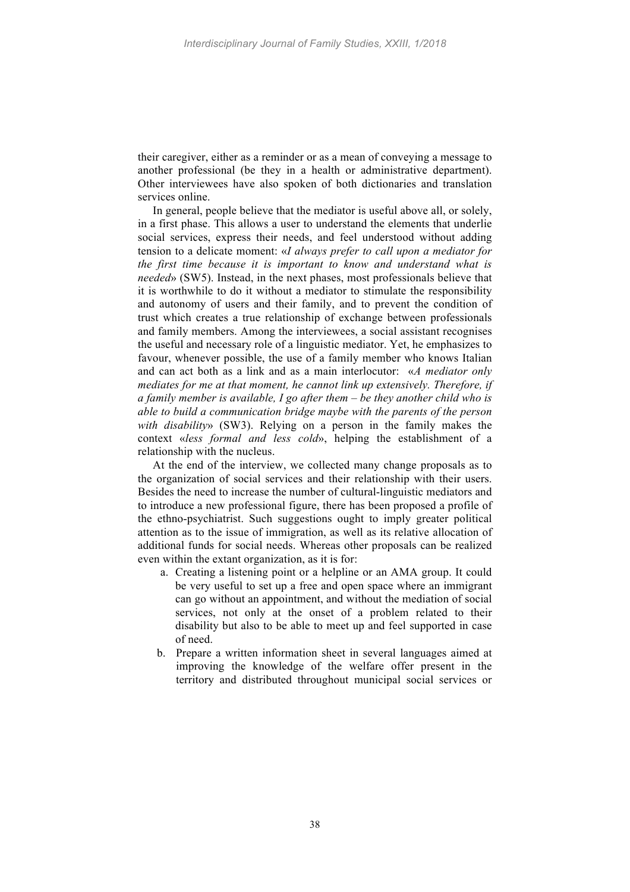their caregiver, either as a reminder or as a mean of conveying a message to another professional (be they in a health or administrative department). Other interviewees have also spoken of both dictionaries and translation services online.

In general, people believe that the mediator is useful above all, or solely, in a first phase. This allows a user to understand the elements that underlie social services, express their needs, and feel understood without adding tension to a delicate moment: «*I always prefer to call upon a mediator for the first time because it is important to know and understand what is needed*» (SW5). Instead, in the next phases, most professionals believe that it is worthwhile to do it without a mediator to stimulate the responsibility and autonomy of users and their family, and to prevent the condition of trust which creates a true relationship of exchange between professionals and family members. Among the interviewees, a social assistant recognises the useful and necessary role of a linguistic mediator. Yet, he emphasizes to favour, whenever possible, the use of a family member who knows Italian and can act both as a link and as a main interlocutor: «*A mediator only mediates for me at that moment, he cannot link up extensively. Therefore, if a family member is available, I go after them – be they another child who is able to build a communication bridge maybe with the parents of the person with disability*» (SW3). Relying on a person in the family makes the context «*less formal and less cold*», helping the establishment of a relationship with the nucleus.

At the end of the interview, we collected many change proposals as to the organization of social services and their relationship with their users. Besides the need to increase the number of cultural-linguistic mediators and to introduce a new professional figure, there has been proposed a profile of the ethno-psychiatrist. Such suggestions ought to imply greater political attention as to the issue of immigration, as well as its relative allocation of additional funds for social needs. Whereas other proposals can be realized even within the extant organization, as it is for:

a. Creating a listening point or a helpline or an AMA group. It could be very useful to set up a free and open space where an immigrant can go without an appointment, and without the mediation of social services, not only at the onset of a problem related to their disability but also to be able to meet up and feel supported in case of need.
b. Prepare a written information sheet in several languages aimed at improving the knowledge of the welfare offer present in the territory and distributed throughout municipal social services or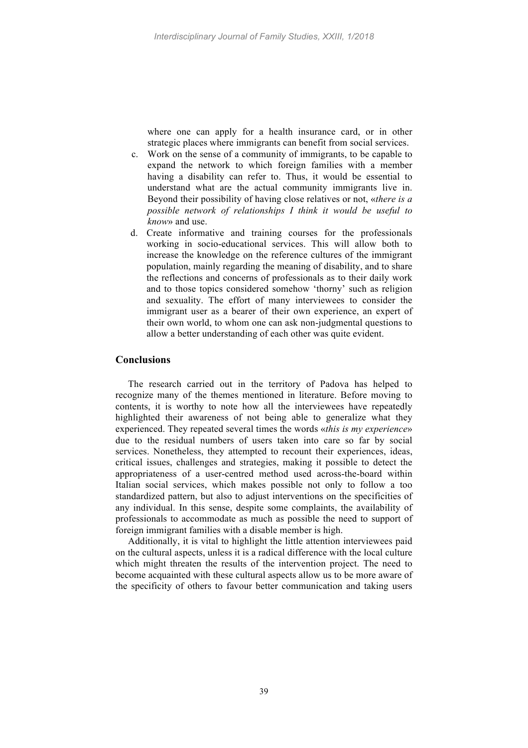where one can apply for a health insurance card, or in other strategic places where immigrants can benefit from social services.

c. Work on the sense of a community of immigrants, to be capable to expand the network to which foreign families with a member having a disability can refer to. Thus, it would be essential to understand what are the actual community immigrants live in. Beyond their possibility of having close relatives or not, «*there is a possible network of relationships I think it would be useful to know*» and use.
d. Create informative and training courses for the professionals working in socio-educational services. This will allow both to increase the knowledge on the reference cultures of the immigrant population, mainly regarding the meaning of disability, and to share the reflections and concerns of professionals as to their daily work and to those topics considered somehow 'thorny' such as religion and sexuality. The effort of many interviewees to consider the immigrant user as a bearer of their own experience, an expert of their own world, to whom one can ask non-judgmental questions to allow a better understanding of each other was quite evident.

## Conclusions

The research carried out in the territory of Padova has helped to recognize many of the themes mentioned in literature. Before moving to contents, it is worthy to note how all the interviewees have repeatedly highlighted their awareness of not being able to generalize what they experienced. They repeated several times the words «*this is my experience*» due to the residual numbers of users taken into care so far by social services. Nonetheless, they attempted to recount their experiences, ideas, critical issues, challenges and strategies, making it possible to detect the appropriateness of a user-centred method used across-the-board within Italian social services, which makes possible not only to follow a too standardized pattern, but also to adjust interventions on the specificities of any individual. In this sense, despite some complaints, the availability of professionals to accommodate as much as possible the need to support of foreign immigrant families with a disable member is high.

Additionally, it is vital to highlight the little attention interviewees paid on the cultural aspects, unless it is a radical difference with the local culture which might threaten the results of the intervention project. The need to become acquainted with these cultural aspects allow us to be more aware of the specificity of others to favour better communication and taking users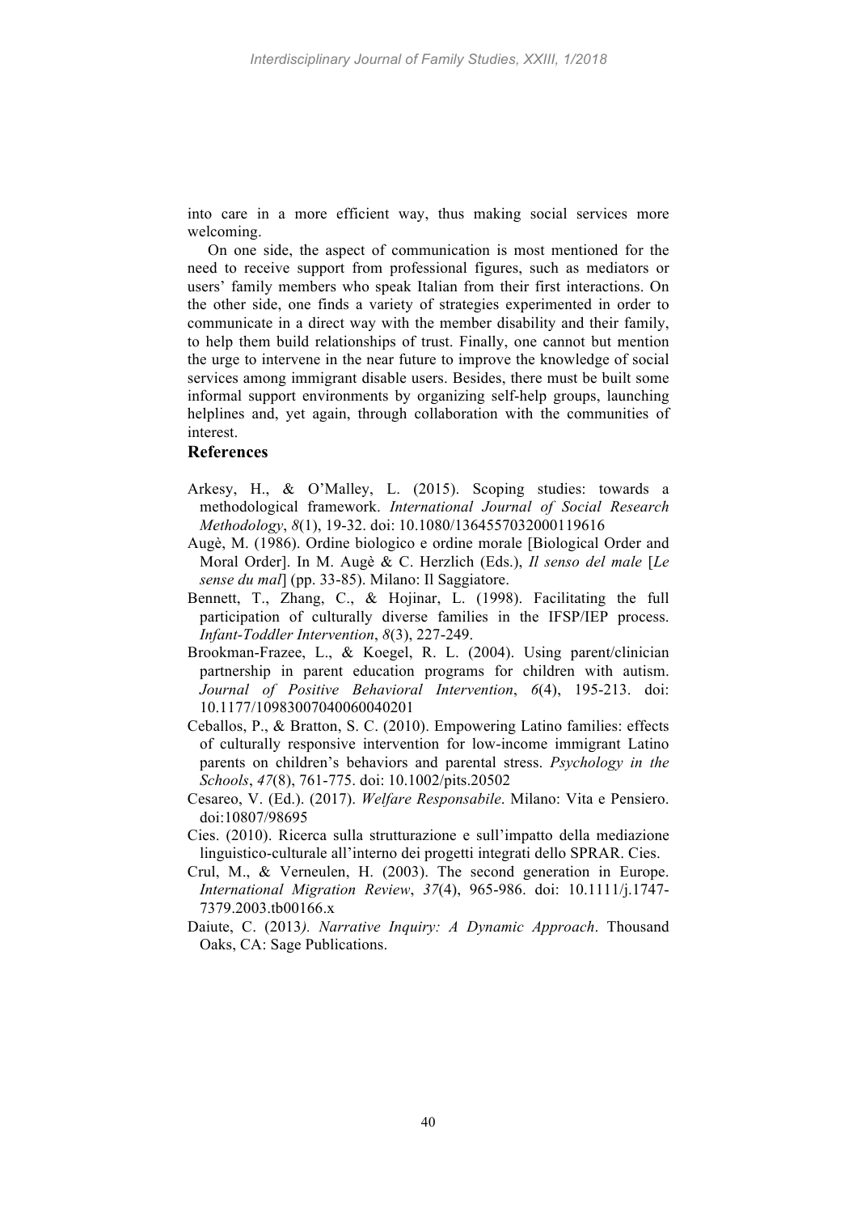into care in a more efficient way, thus making social services more welcoming.

On one side, the aspect of communication is most mentioned for the need to receive support from professional figures, such as mediators or users' family members who speak Italian from their first interactions. On the other side, one finds a variety of strategies experimented in order to communicate in a direct way with the member disability and their family, to help them build relationships of trust. Finally, one cannot but mention the urge to intervene in the near future to improve the knowledge of social services among immigrant disable users. Besides, there must be built some informal support environments by organizing self-help groups, launching helplines and, yet again, through collaboration with the communities of interest.

## References

Arkesy, H., & O'Malley, L. (2015). Scoping studies: towards a methodological framework. *International Journal of Social Research Methodology*, *8*(1), 19-32. doi: 10.1080/1364557032000119616

Augè, M. (1986). Ordine biologico e ordine morale [Biological Order and Moral Order]. In M. Augè & C. Herzlich (Eds.), *Il senso del male* [*Le sense du mal*] (pp. 33-85). Milano: Il Saggiatore.

Bennett, T., Zhang, C., & Hojinar, L. (1998). Facilitating the full participation of culturally diverse families in the IFSP/IEP process. *Infant-Toddler Intervention*, *8*(3), 227-249.

Brookman-Frazee, L., & Koegel, R. L. (2004). Using parent/clinician partnership in parent education programs for children with autism. *Journal of Positive Behavioral Intervention*, *6*(4), 195-213. doi: 10.1177/10983007040060040201

Ceballos, P., & Bratton, S. C. (2010). Empowering Latino families: effects of culturally responsive intervention for low-income immigrant Latino parents on children's behaviors and parental stress. *Psychology in the Schools*, *47*(8), 761-775. doi: 10.1002/pits.20502

Cesareo, V. (Ed.). (2017). *Welfare Responsabile*. Milano: Vita e Pensiero. doi:10807/98695

Cies. (2010). Ricerca sulla strutturazione e sull'impatto della mediazione linguistico-culturale all'interno dei progetti integrati dello SPRAR. Cies.

Crul, M., & Verneulen, H. (2003). The second generation in Europe. *International Migration Review*, *37*(4), 965-986. doi: 10.1111/j.1747-7379.2003.tb00166.x

Daiute, C. (2013*). Narrative Inquiry: A Dynamic Approach*. Thousand Oaks, CA: Sage Publications.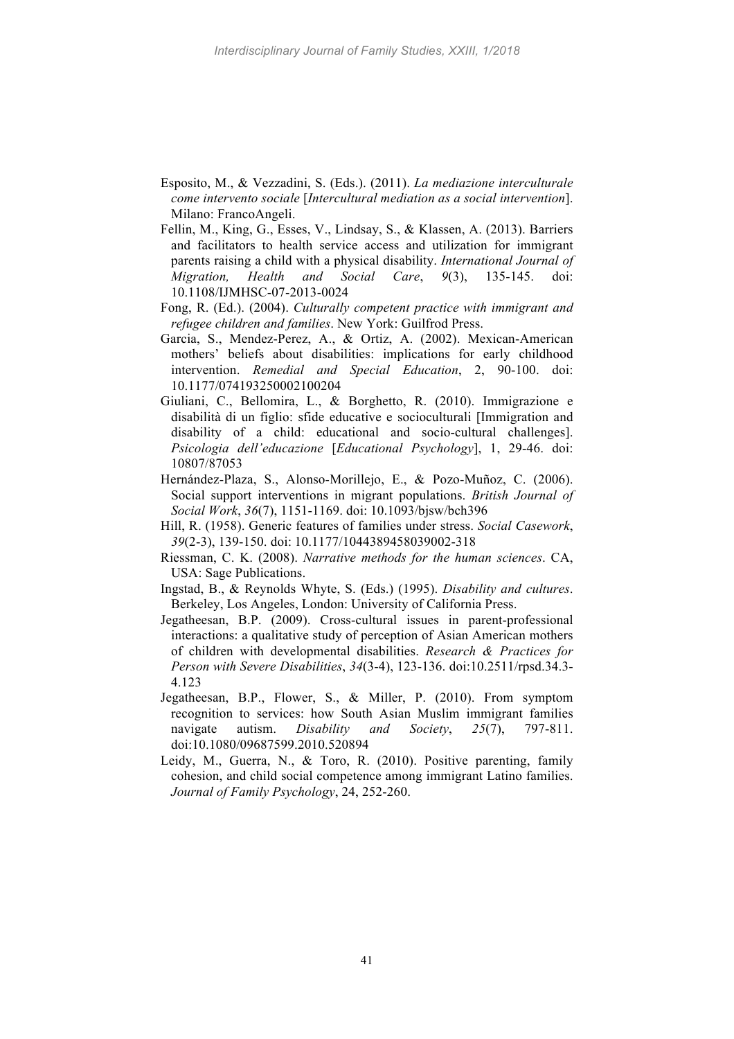Esposito, M., & Vezzadini, S. (Eds.). (2011). *La mediazione interculturale come intervento sociale* [*Intercultural mediation as a social intervention*]. Milano: FrancoAngeli.

Fellin, M., King, G., Esses, V., Lindsay, S., & Klassen, A. (2013). Barriers and facilitators to health service access and utilization for immigrant parents raising a child with a physical disability. *International Journal of Migration, Health and Social Care*, *9*(3), 135-145. doi: 10.1108/IJMHSC-07-2013-0024

Fong, R. (Ed.). (2004). *Culturally competent practice with immigrant and refugee children and families*. New York: Guilfrod Press.

Garcia, S., Mendez-Perez, A., & Ortiz, A. (2002). Mexican-American mothers' beliefs about disabilities: implications for early childhood intervention. *Remedial and Special Education*, 2, 90-100. doi: 10.1177/074193250002100204

Giuliani, C., Bellomira, L., & Borghetto, R. (2010). Immigrazione e disabilità di un figlio: sfide educative e socioculturali [Immigration and disability of a child: educational and socio-cultural challenges]. *Psicologia dell'educazione* [*Educational Psychology*], 1, 29-46. doi: 10807/87053

Hernández-Plaza, S., Alonso-Morillejo, E., & Pozo-Muñoz, C. (2006). Social support interventions in migrant populations. *British Journal of Social Work*, *36*(7), 1151-1169. doi: 10.1093/bjsw/bch396

Hill, R. (1958). Generic features of families under stress. *Social Casework*, *39*(2-3), 139-150. doi: 10.1177/1044389458039002-318

Riessman, C. K. (2008). *Narrative methods for the human sciences*. CA, USA: Sage Publications.

Ingstad, B., & Reynolds Whyte, S. (Eds.) (1995). *Disability and cultures*. Berkeley, Los Angeles, London: University of California Press.

Jegatheesan, B.P. (2009). Cross-cultural issues in parent-professional interactions: a qualitative study of perception of Asian American mothers of children with developmental disabilities. *Research & Practices for Person with Severe Disabilities*, *34*(3-4), 123-136. doi:10.2511/rpsd.34.3-4.123

Jegatheesan, B.P., Flower, S., & Miller, P. (2010). From symptom recognition to services: how South Asian Muslim immigrant families navigate autism. *Disability and Society*, *25*(7), 797-811. doi:10.1080/09687599.2010.520894

Leidy, M., Guerra, N., & Toro, R. (2010). Positive parenting, family cohesion, and child social competence among immigrant Latino families. *Journal of Family Psychology*, 24, 252-260.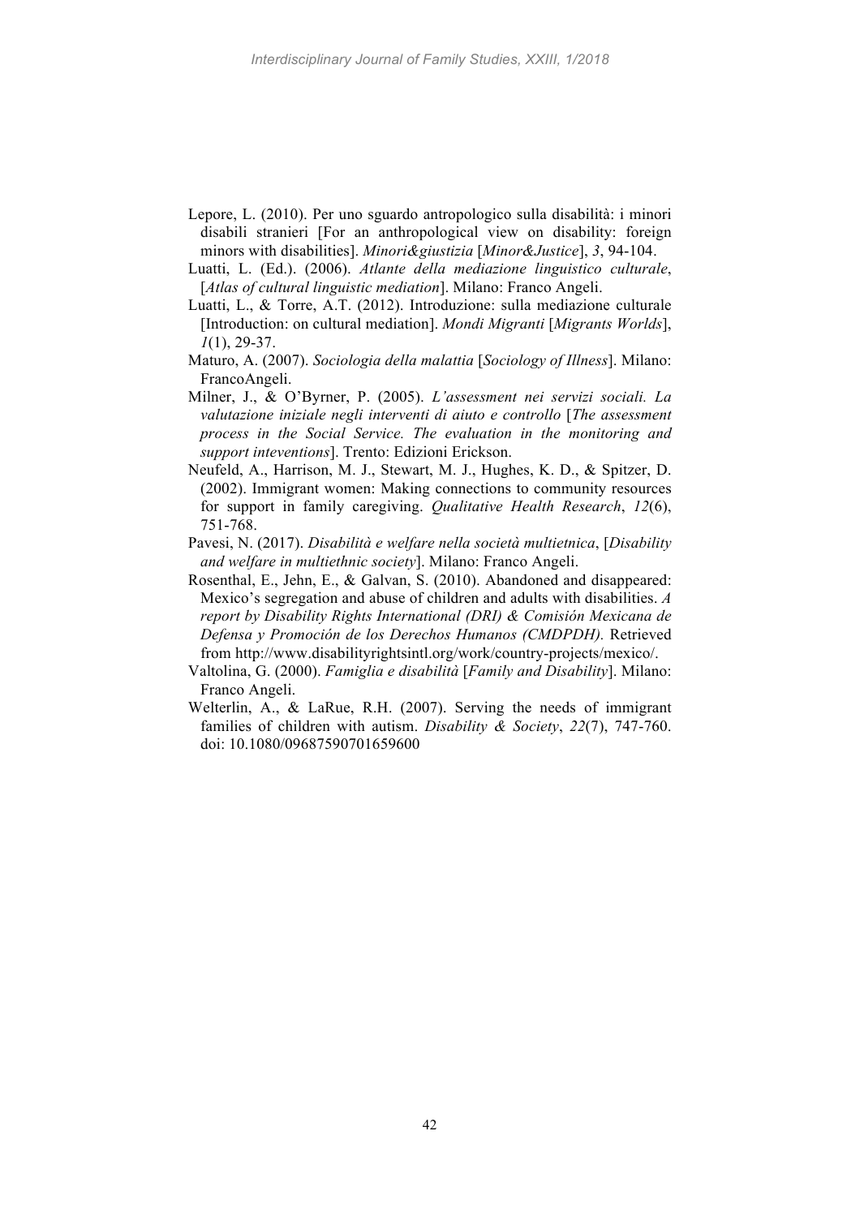Lepore, L. (2010). Per uno sguardo antropologico sulla disabilità: i minori disabili stranieri [For an anthropological view on disability: foreign minors with disabilities]. *Minori&giustizia* [*Minor&Justice*], *3*, 94-104.

Luatti, L. (Ed.). (2006). *Atlante della mediazione linguistico culturale*, [*Atlas of cultural linguistic mediation*]. Milano: Franco Angeli.

Luatti, L., & Torre, A.T. (2012). Introduzione: sulla mediazione culturale [Introduction: on cultural mediation]. *Mondi Migranti* [*Migrants Worlds*], *1*(1), 29-37.

Maturo, A. (2007). *Sociologia della malattia* [*Sociology of Illness*]. Milano: FrancoAngeli.

Milner, J., & O'Byrner, P. (2005). *L'assessment nei servizi sociali. La valutazione iniziale negli interventi di aiuto e controllo* [*The assessment process in the Social Service. The evaluation in the monitoring and support inteventions*]. Trento: Edizioni Erickson.

Neufeld, A., Harrison, M. J., Stewart, M. J., Hughes, K. D., & Spitzer, D. (2002). Immigrant women: Making connections to community resources for support in family caregiving. *Qualitative Health Research*, *12*(6), 751-768.

Pavesi, N. (2017). *Disabilità e welfare nella società multietnica*, [*Disability and welfare in multiethnic society*]. Milano: Franco Angeli.

Rosenthal, E., Jehn, E., & Galvan, S. (2010). Abandoned and disappeared: Mexico's segregation and abuse of children and adults with disabilities. *A report by Disability Rights International (DRI) & Comisión Mexicana de Defensa y Promoción de los Derechos Humanos (CMDPDH).* Retrieved from http://www.disabilityrightsintl.org/work/country-projects/mexico/.

Valtolina, G. (2000). *Famiglia e disabilità* [*Family and Disability*]. Milano: Franco Angeli.

Welterlin, A., & LaRue, R.H. (2007). Serving the needs of immigrant families of children with autism. *Disability & Society*, *22*(7), 747-760. doi: 10.1080/09687590701659600